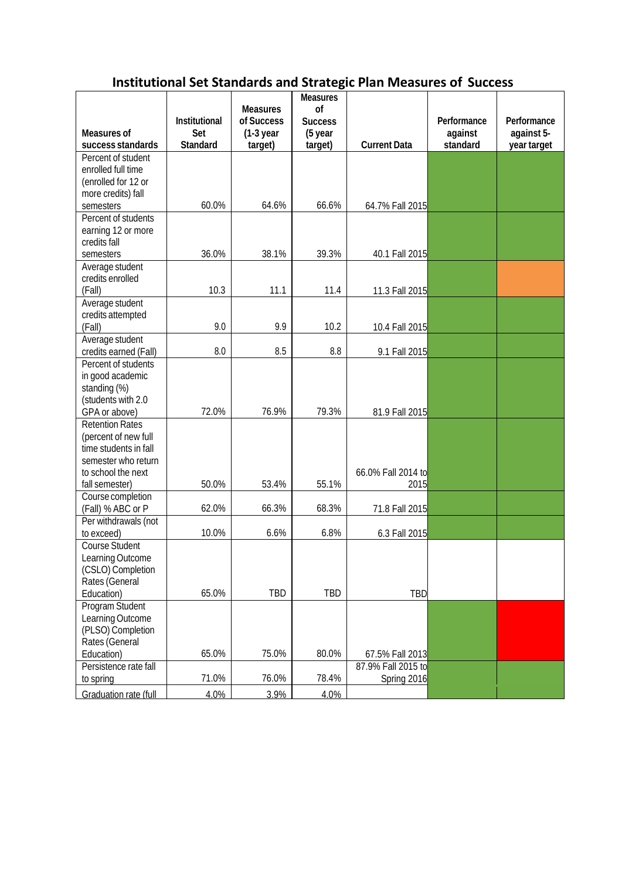## Institutional Set Standards and Strategic Plan Measures of Success

| Measures of success standards | Institutional Set Standard | Measures of Success (1-3 year target) | Measures of Success (5 year target) | Current Data | Performance against standard | Performance against 5-year target |
|---|---|---|---|---|---|---|
| Percent of student enrolled full time (enrolled for 12 or more credits) fall semesters | 60.0% | 64.6% | 66.6% | 64.7% Fall 2015 | | |
| Percent of students earning 12 or more credits fall semesters | 36.0% | 38.1% | 39.3% | 40.1 Fall 2015 | | |
| Average student credits enrolled (Fall) | 10.3 | 11.1 | 11.4 | 11.3 Fall 2015 | | |
| Average student credits attempted (Fall) | 9.0 | 9.9 | 10.2 | 10.4 Fall 2015 | | |
| Average student credits earned (Fall) | 8.0 | 8.5 | 8.8 | 9.1 Fall 2015 | | |
| Percent of students in good academic standing (%) (students with 2.0 GPA or above) | 72.0% | 76.9% | 79.3% | 81.9 Fall 2015 | | |
| Retention Rates (percent of new full time students in fall semester who return to school the next fall semester) | 50.0% | 53.4% | 55.1% | 66.0% Fall 2014 to 2015 | | |
| Course completion (Fall) % ABC or P | 62.0% | 66.3% | 68.3% | 71.8 Fall 2015 | | |
| Per withdrawals (not to exceed) | 10.0% | 6.6% | 6.8% | 6.3 Fall 2015 | | |
| Course Student Learning Outcome (CSLO) Completion Rates (General Education) | 65.0% | TBD | TBD | TBD | | |
| Program Student Learning Outcome (PLSO) Completion Rates (General Education) | 65.0% | 75.0% | 80.0% | 67.5% Fall 2013 | | |
| Persistence rate fall to spring | 71.0% | 76.0% | 78.4% | 87.9% Fall 2015 to Spring 2016 | | |
| Graduation rate (full | 4.0% | 3.9% | 4.0% | | | |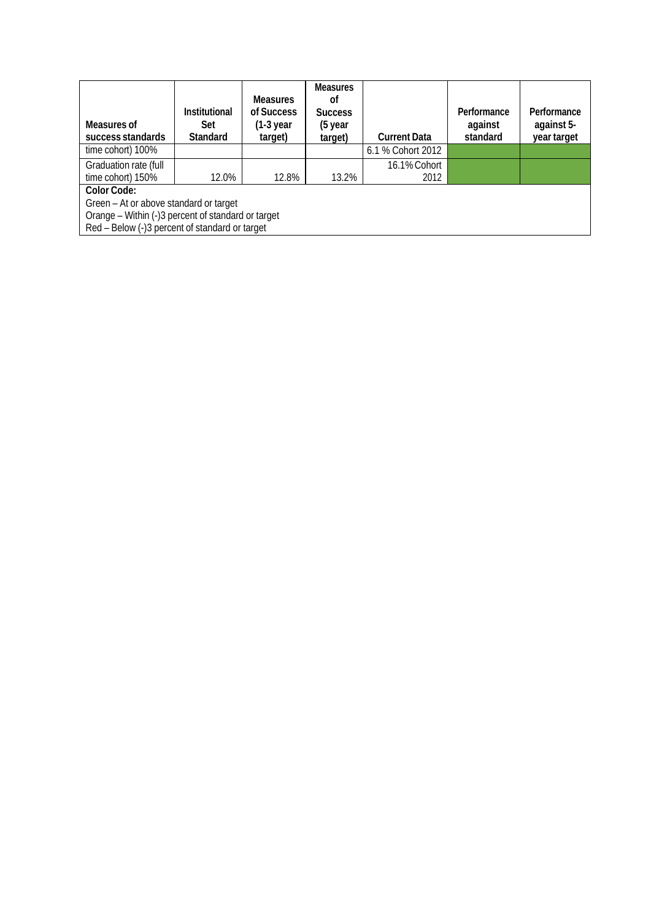| Measures of success standards | Institutional Set Standard | Measures of Success (1-3 year target) | Measures of Success (5 year target) | Current Data | Performance against standard | Performance against 5-year target |
|---|---|---|---|---|---|---|
| time cohort) 100% | | | | 6.1 % Cohort 2012 | | |
| Graduation rate (full time cohort) 150% | 12.0% | 12.8% | 13.2% | 16.1% Cohort 2012 | | |

**Color Code:**

Green – At or above standard or target

Orange – Within (-)3 percent of standard or target

Red – Below (-)3 percent of standard or target